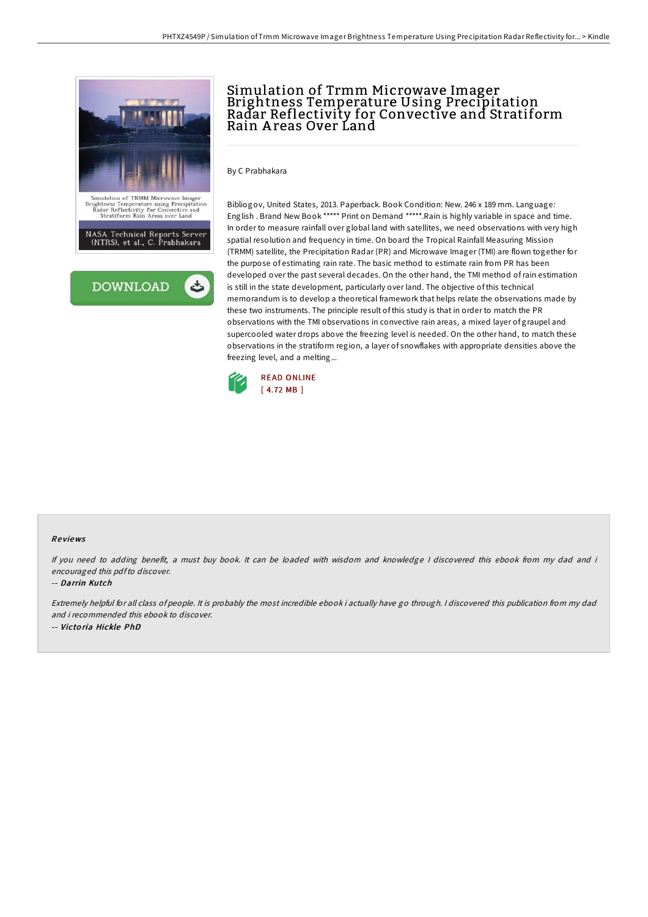# Simulation of Trmm Microwave Imager Brightness Temperature Using Precipitation Radar Reflectivity for Convective and Stratiform Rain Areas Over Land

By C Prabhakara

Bibliogov, United States, 2013. Paperback. Book Condition: New. 246 x 189 mm. Language: English . Brand New Book ***** Print on Demand *****.Rain is highly variable in space and time. In order to measure rainfall over global land with satellites, we need observations with very high spatial resolution and frequency in time. On board the Tropical Rainfall Measuring Mission (TRMM) satellite, the Precipitation Radar (PR) and Microwave Imager (TMI) are flown together for the purpose of estimating rain rate. The basic method to estimate rain from PR has been developed over the past several decades. On the other hand, the TMI method of rain estimation is still in the state development, particularly over land. The objective of this technical memorandum is to develop a theoretical framework that helps relate the observations made by these two instruments. The principle result of this study is that in order to match the PR observations with the TMI observations in convective rain areas, a mixed layer of graupel and supercooled water drops above the freezing level is needed. On the other hand, to match these observations in the stratiform region, a layer of snowflakes with appropriate densities above the freezing level, and a melting...

READ ONLINE
[ 4.72 MB ]

### Reviews

*If you need to adding benefit, a must buy book. It can be loaded with wisdom and knowledge I discovered this ebook from my dad and i encouraged this pdf to discover.*

-- ***Darrin Kutch***

*Extremely helpful for all class of people. It is probably the most incredible ebook i actually have go through. I discovered this publication from my dad and i recommended this ebook to discover.*

-- ***Victoria Hickle PhD***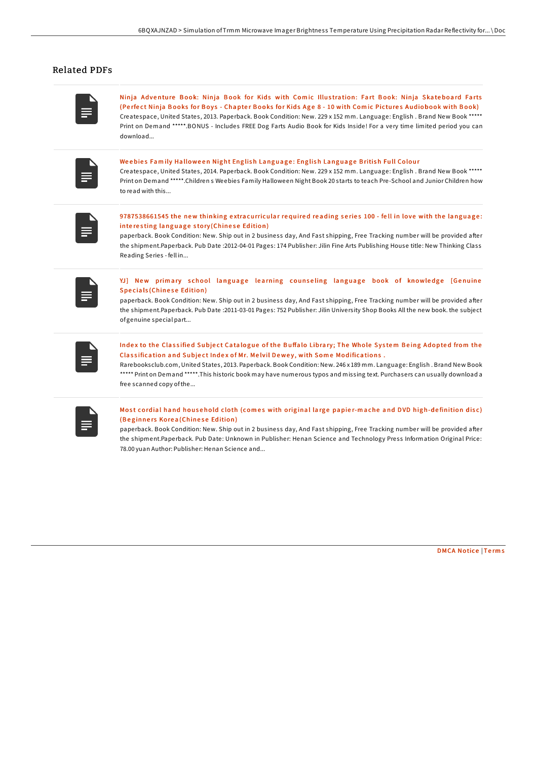## Related PDFs

**Ninja Adventure Book: Ninja Book for Kids with Comic Illustration: Fart Book: Ninja Skateboard Farts (Perfect Ninja Books for Boys - Chapter Books for Kids Age 8 - 10 with Comic Pictures Audiobook with Book)**

Createspace, United States, 2013. Paperback. Book Condition: New. 229 x 152 mm. Language: English . Brand New Book ***** Print on Demand *****.BONUS - Includes FREE Dog Farts Audio Book for Kids Inside! For a very time limited period you can download...

**Weebies Family Halloween Night English Language: English Language British Full Colour**

Createspace, United States, 2014. Paperback. Book Condition: New. 229 x 152 mm. Language: English . Brand New Book ***** Print on Demand *****.Children s Weebies Family Halloween Night Book 20 starts to teach Pre-School and Junior Children how to read with this...

**9787538661545 the new thinking extracurricular required reading series 100 - fell in love with the language: interesting language story(Chinese Edition)**

paperback. Book Condition: New. Ship out in 2 business day, And Fast shipping, Free Tracking number will be provided after the shipment.Paperback. Pub Date :2012-04-01 Pages: 174 Publisher: Jilin Fine Arts Publishing House title: New Thinking Class Reading Series - fell in...

**YJ] New primary school language learning counseling language book of knowledge [Genuine Specials(Chinese Edition)**

paperback. Book Condition: New. Ship out in 2 business day, And Fast shipping, Free Tracking number will be provided after the shipment.Paperback. Pub Date :2011-03-01 Pages: 752 Publisher: Jilin University Shop Books All the new book. the subject of genuine special part...

**Index to the Classified Subject Catalogue of the Buffalo Library; The Whole System Being Adopted from the Classification and Subject Index of Mr. Melvil Dewey, with Some Modifications .**

Rarebooksclub.com, United States, 2013. Paperback. Book Condition: New. 246 x 189 mm. Language: English . Brand New Book ***** Print on Demand *****.This historic book may have numerous typos and missing text. Purchasers can usually download a free scanned copy of the...

**Most cordial hand household cloth (comes with original large papier-mache and DVD high-definition disc) (Beginners Korea(Chinese Edition)**

paperback. Book Condition: New. Ship out in 2 business day, And Fast shipping, Free Tracking number will be provided after the shipment.Paperback. Pub Date: Unknown in Publisher: Henan Science and Technology Press Information Original Price: 78.00 yuan Author: Publisher: Henan Science and...